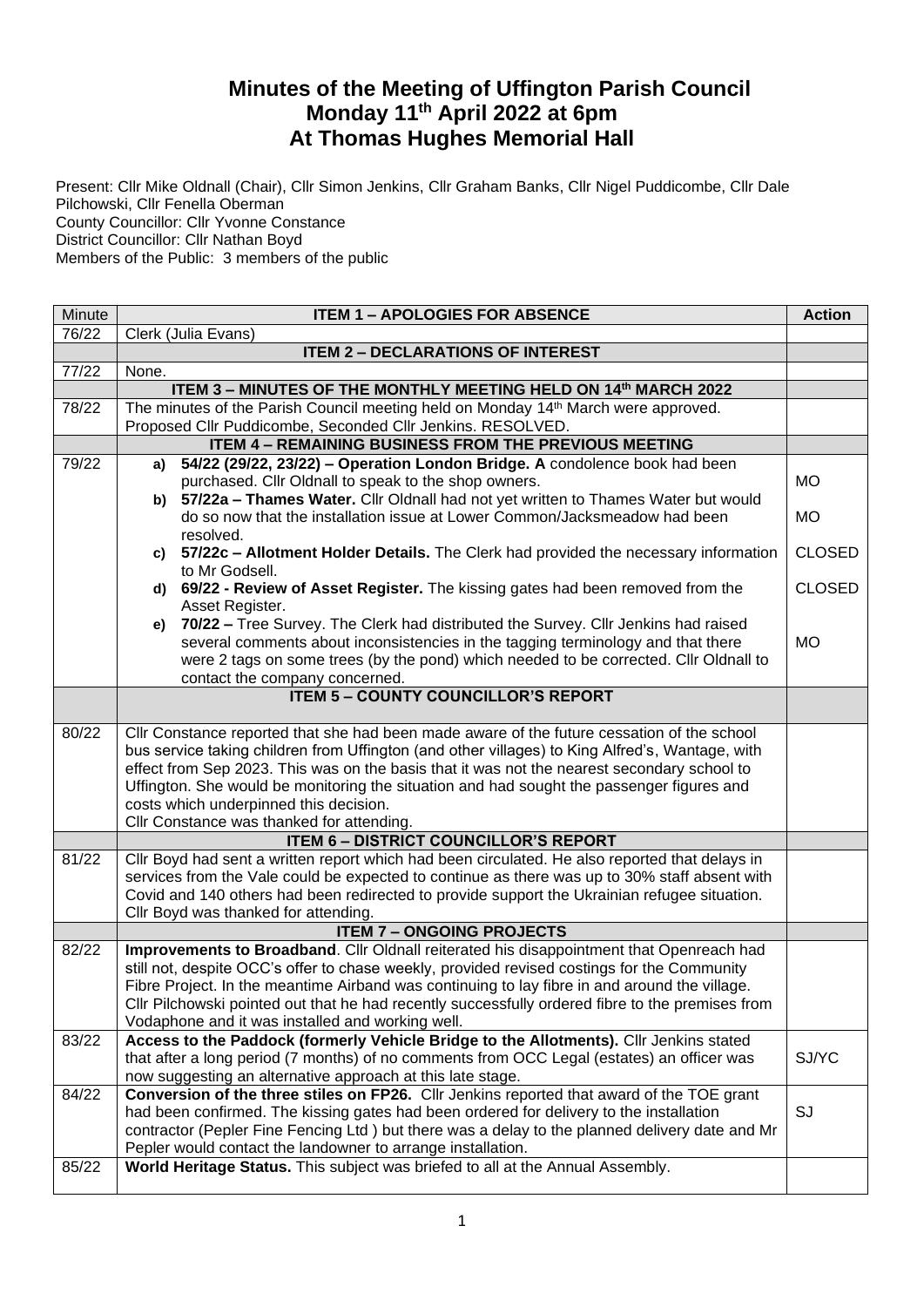# Minutes of the Meeting of Uffington Parish Council
## Monday 11th April 2022 at 6pm
## At Thomas Hughes Memorial Hall

Present: Cllr Mike Oldnall (Chair), Cllr Simon Jenkins, Cllr Graham Banks, Cllr Nigel Puddicombe, Cllr Dale Pilchowski, Cllr Fenella Oberman
County Councillor: Cllr Yvonne Constance
District Councillor: Cllr Nathan Boyd
Members of the Public: 3 members of the public

| Minute | ITEM 1 – APOLOGIES FOR ABSENCE | Action |
|---|---|---|
| 76/22 | Clerk (Julia Evans) | |
| | **ITEM 2 – DECLARATIONS OF INTEREST** | |
| 77/22 | None. | |
| | **ITEM 3 – MINUTES OF THE MONTHLY MEETING HELD ON 14th MARCH 2022** | |
| 78/22 | The minutes of the Parish Council meeting held on Monday 14th March were approved. Proposed Cllr Puddicombe, Seconded Cllr Jenkins. RESOLVED. | |
| | **ITEM 4 – REMAINING BUSINESS FROM THE PREVIOUS MEETING** | |
| 79/22 | **a) 54/22 (29/22, 23/22) – Operation London Bridge. A** condolence book had been purchased. Cllr Oldnall to speak to the shop owners.<br>**b) 57/22a – Thames Water.** Cllr Oldnall had not yet written to Thames Water but would do so now that the installation issue at Lower Common/Jacksmeadow had been resolved.<br>**c) 57/22c – Allotment Holder Details.** The Clerk had provided the necessary information to Mr Godsell.<br>**d) 69/22 - Review of Asset Register.** The kissing gates had been removed from the Asset Register.<br>**e) 70/22 –** Tree Survey. The Clerk had distributed the Survey. Cllr Jenkins had raised several comments about inconsistencies in the tagging terminology and that there were 2 tags on some trees (by the pond) which needed to be corrected. Cllr Oldnall to contact the company concerned. | MO<br>MO<br>CLOSED<br>CLOSED<br>MO |
| | **ITEM 5 – COUNTY COUNCILLOR'S REPORT** | |
| 80/22 | Cllr Constance reported that she had been made aware of the future cessation of the school bus service taking children from Uffington (and other villages) to King Alfred's, Wantage, with effect from Sep 2023. This was on the basis that it was not the nearest secondary school to Uffington. She would be monitoring the situation and had sought the passenger figures and costs which underpinned this decision.<br>Cllr Constance was thanked for attending. | |
| | **ITEM 6 – DISTRICT COUNCILLOR'S REPORT** | |
| 81/22 | Cllr Boyd had sent a written report which had been circulated. He also reported that delays in services from the Vale could be expected to continue as there was up to 30% staff absent with Covid and 140 others had been redirected to provide support the Ukrainian refugee situation.<br>Cllr Boyd was thanked for attending. | |
| | **ITEM 7 – ONGOING PROJECTS** | |
| 82/22 | **Improvements to Broadband**. Cllr Oldnall reiterated his disappointment that Openreach had still not, despite OCC's offer to chase weekly, provided revised costings for the Community Fibre Project. In the meantime Airband was continuing to lay fibre in and around the village. Cllr Pilchowski pointed out that he had recently successfully ordered fibre to the premises from Vodaphone and it was installed and working well. | |
| 83/22 | **Access to the Paddock (formerly Vehicle Bridge to the Allotments).** Cllr Jenkins stated that after a long period (7 months) of no comments from OCC Legal (estates) an officer was now suggesting an alternative approach at this late stage. | SJ/YC |
| 84/22 | **Conversion of the three stiles on FP26.** Cllr Jenkins reported that award of the TOE grant had been confirmed. The kissing gates had been ordered for delivery to the installation contractor (Pepler Fine Fencing Ltd ) but there was a delay to the planned delivery date and Mr Pepler would contact the landowner to arrange installation. | SJ |
| 85/22 | **World Heritage Status.** This subject was briefed to all at the Annual Assembly. | |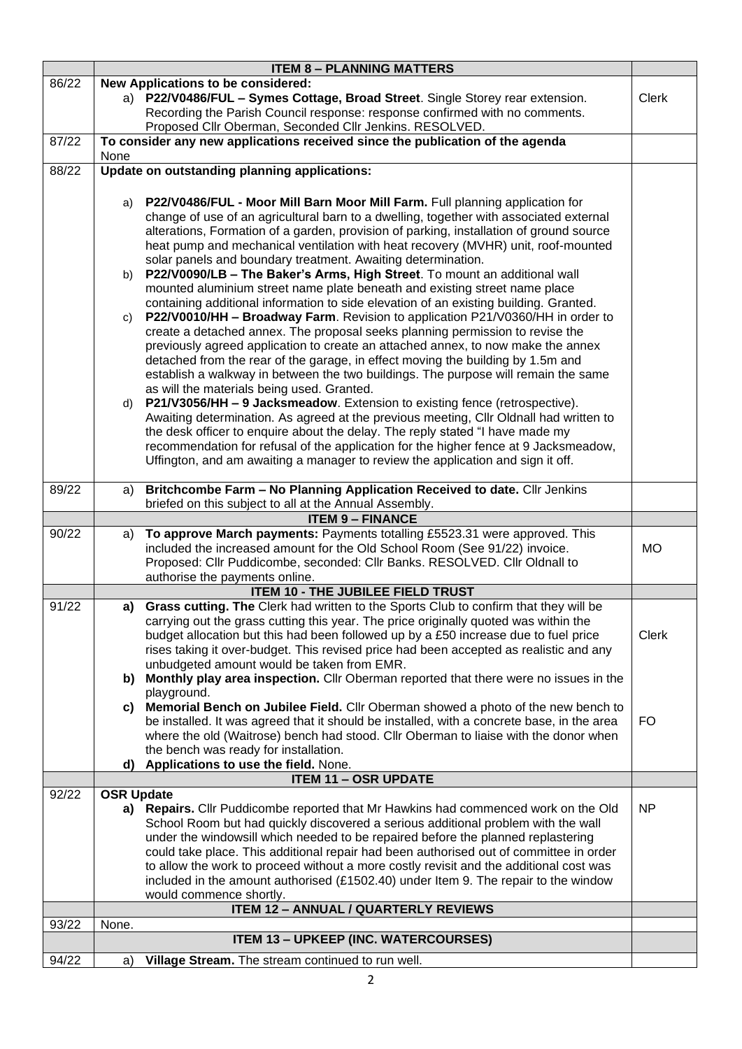| | ITEM 8 – PLANNING MATTERS | |
|---|---|---|
| 86/22 | **New Applications to be considered:**<br>a) **P22/V0486/FUL – Symes Cottage, Broad Street**. Single Storey rear extension. Recording the Parish Council response: response confirmed with no comments. Proposed Cllr Oberman, Seconded Cllr Jenkins. RESOLVED. | Clerk |
| 87/22 | **To consider any new applications received since the publication of the agenda**<br>None | |
| 88/22 | **Update on outstanding planning applications:**<br><br>a) **P22/V0486/FUL - Moor Mill Barn Moor Mill Farm.** Full planning application for change of use of an agricultural barn to a dwelling, together with associated external alterations, Formation of a garden, provision of parking, installation of ground source heat pump and mechanical ventilation with heat recovery (MVHR) unit, roof-mounted solar panels and boundary treatment. Awaiting determination.<br>b) **P22/V0090/LB – The Baker's Arms, High Street**. To mount an additional wall mounted aluminium street name plate beneath and existing street name place containing additional information to side elevation of an existing building. Granted.<br>c) **P22/V0010/HH – Broadway Farm**. Revision to application P21/V0360/HH in order to create a detached annex. The proposal seeks planning permission to revise the previously agreed application to create an attached annex, to now make the annex detached from the rear of the garage, in effect moving the building by 1.5m and establish a walkway in between the two buildings. The purpose will remain the same as will the materials being used. Granted.<br>d) **P21/V3056/HH – 9 Jacksmeadow**. Extension to existing fence (retrospective). Awaiting determination. As agreed at the previous meeting, Cllr Oldnall had written to the desk officer to enquire about the delay. The reply stated "I have made my recommendation for refusal of the application for the higher fence at 9 Jacksmeadow, Uffington, and am awaiting a manager to review the application and sign it off. | |
| 89/22 | a) **Britchcombe Farm – No Planning Application Received to date.** Cllr Jenkins briefed on this subject to all at the Annual Assembly. | |
| | **ITEM 9 – FINANCE** | |
| 90/22 | a) **To approve March payments:** Payments totalling £5523.31 were approved. This included the increased amount for the Old School Room (See 91/22) invoice. Proposed: Cllr Puddicombe, seconded: Cllr Banks. RESOLVED. Cllr Oldnall to authorise the payments online. | MO |
| | **ITEM 10 - THE JUBILEE FIELD TRUST** | |
| 91/22 | **a) Grass cutting. The** Clerk had written to the Sports Club to confirm that they will be carrying out the grass cutting this year. The price originally quoted was within the budget allocation but this had been followed up by a £50 increase due to fuel price rises taking it over-budget. This revised price had been accepted as realistic and any unbudgeted amount would be taken from EMR.<br>**b) Monthly play area inspection.** Cllr Oberman reported that there were no issues in the playground.<br>**c) Memorial Bench on Jubilee Field.** Cllr Oberman showed a photo of the new bench to be installed. It was agreed that it should be installed, with a concrete base, in the area where the old (Waitrose) bench had stood. Cllr Oberman to liaise with the donor when the bench was ready for installation.<br>**d) Applications to use the field.** None. | Clerk<br><br><br><br>FO |
| | **ITEM 11 – OSR UPDATE** | |
| 92/22 | **OSR Update**<br>**a) Repairs.** Cllr Puddicombe reported that Mr Hawkins had commenced work on the Old School Room but had quickly discovered a serious additional problem with the wall under the windowsill which needed to be repaired before the planned replastering could take place. This additional repair had been authorised out of committee in order to allow the work to proceed without a more costly revisit and the additional cost was included in the amount authorised (£1502.40) under Item 9. The repair to the window would commence shortly. | NP |
| | **ITEM 12 – ANNUAL / QUARTERLY REVIEWS** | |
| 93/22 | None. | |
| | **ITEM 13 – UPKEEP (INC. WATERCOURSES)** | |
| 94/22 | a) **Village Stream.** The stream continued to run well. | |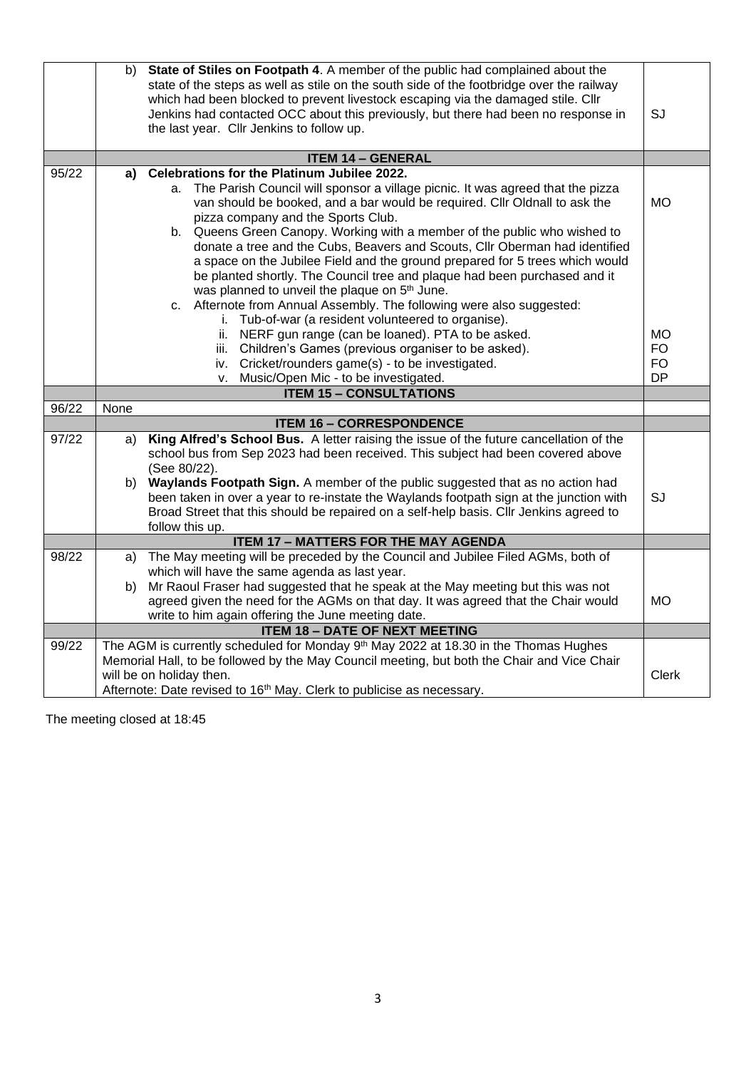| | | |
|---|---|---|
| | b) **State of Stiles on Footpath 4**. A member of the public had complained about the state of the steps as well as stile on the south side of the footbridge over the railway which had been blocked to prevent livestock escaping via the damaged stile. Cllr Jenkins had contacted OCC about this previously, but there had been no response in the last year. Cllr Jenkins to follow up. | SJ |
| | **ITEM 14 – GENERAL** | |
| 95/22 | **a) Celebrations for the Platinum Jubilee 2022.**<br>a. The Parish Council will sponsor a village picnic. It was agreed that the pizza van should be booked, and a bar would be required. Cllr Oldnall to ask the pizza company and the Sports Club.<br>b. Queens Green Canopy. Working with a member of the public who wished to donate a tree and the Cubs, Beavers and Scouts, Cllr Oberman had identified a space on the Jubilee Field and the ground prepared for 5 trees which would be planted shortly. The Council tree and plaque had been purchased and it was planned to unveil the plaque on 5th June.<br>c. Afternote from Annual Assembly. The following were also suggested:<br>i. Tub-of-war (a resident volunteered to organise).<br>ii. NERF gun range (can be loaned). PTA to be asked.<br>iii. Children's Games (previous organiser to be asked).<br>iv. Cricket/rounders game(s) - to be investigated.<br>v. Music/Open Mic - to be investigated. | MO<br><br><br><br><br><br>MO<br>FO<br>FO<br>DP |
| | **ITEM 15 – CONSULTATIONS** | |
| 96/22 | None | |
| | **ITEM 16 – CORRESPONDENCE** | |
| 97/22 | a) **King Alfred's School Bus.** A letter raising the issue of the future cancellation of the school bus from Sep 2023 had been received. This subject had been covered above (See 80/22).<br>b) **Waylands Footpath Sign.** A member of the public suggested that as no action had been taken in over a year to re-instate the Waylands footpath sign at the junction with Broad Street that this should be repaired on a self-help basis. Cllr Jenkins agreed to follow this up. | SJ |
| | **ITEM 17 – MATTERS FOR THE MAY AGENDA** | |
| 98/22 | a) The May meeting will be preceded by the Council and Jubilee Filed AGMs, both of which will have the same agenda as last year.<br>b) Mr Raoul Fraser had suggested that he speak at the May meeting but this was not agreed given the need for the AGMs on that day. It was agreed that the Chair would write to him again offering the June meeting date. | MO |
| | **ITEM 18 – DATE OF NEXT MEETING** | |
| 99/22 | The AGM is currently scheduled for Monday 9th May 2022 at 18.30 in the Thomas Hughes Memorial Hall, to be followed by the May Council meeting, but both the Chair and Vice Chair will be on holiday then.<br>Afternote: Date revised to 16th May. Clerk to publicise as necessary. | Clerk |

The meeting closed at 18:45